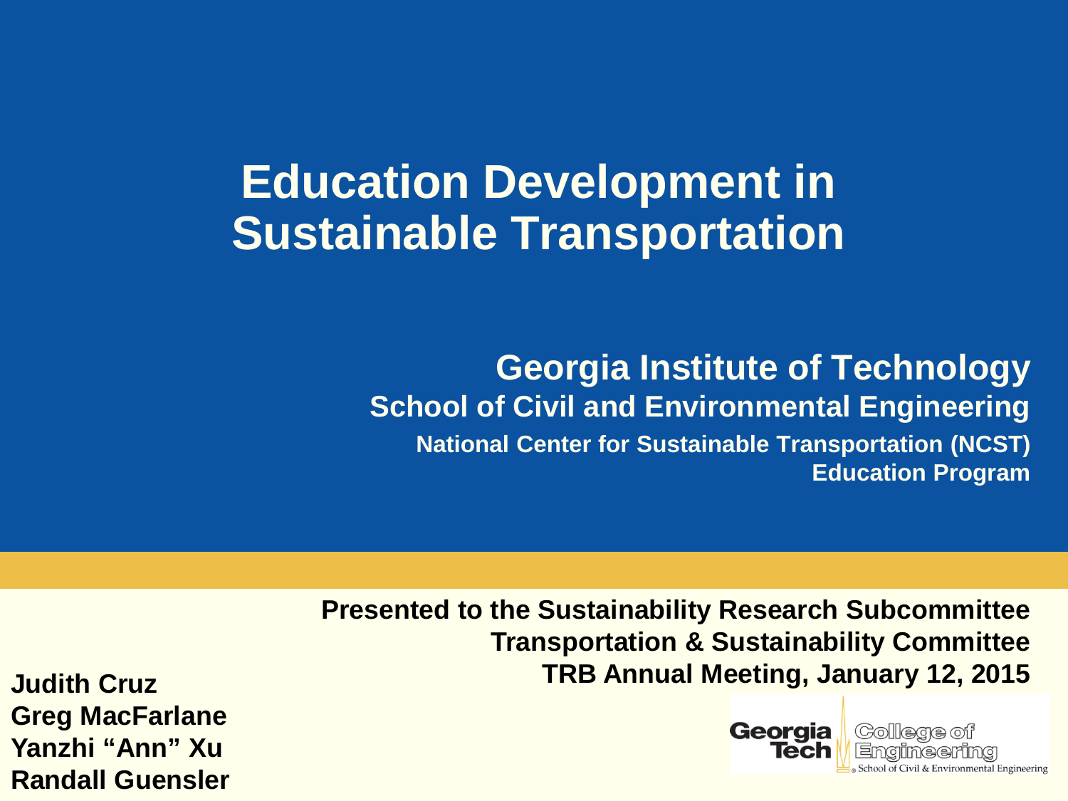# Education Development in Sustainable Transportation

## Georgia Institute of Technology

### School of Civil and Environmental Engineering

**National Center for Sustainable Transportation (NCST) Education Program**

**Presented to the Sustainability Research Subcommittee**
**Transportation & Sustainability Committee**
**TRB Annual Meeting, January 12, 2015**

**Judith Cruz**
**Greg MacFarlane**
**Yanzhi "Ann" Xu**
**Randall Guensler**

Georgia Tech College of Engineering
School of Civil & Environmental Engineering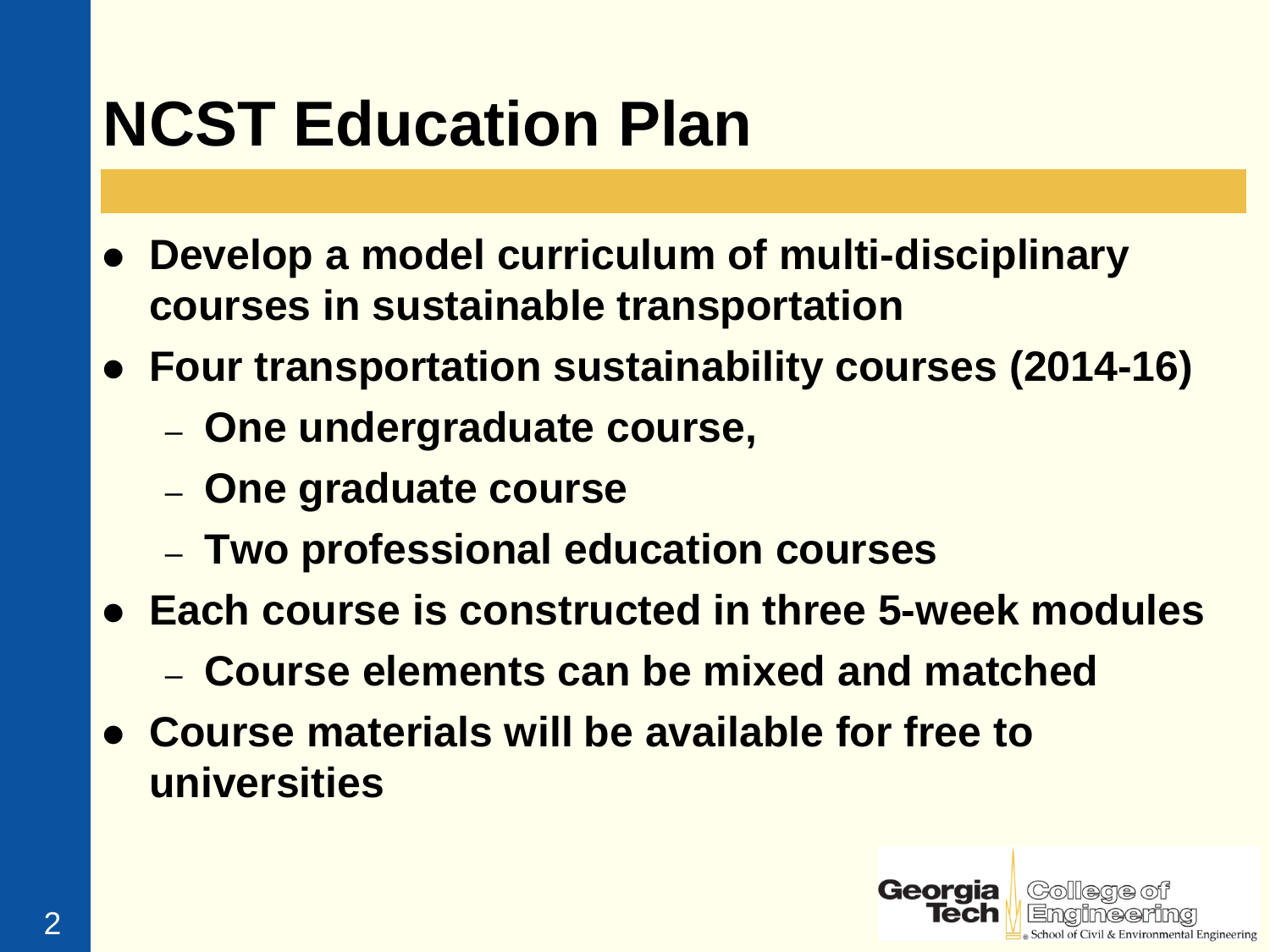# NCST Education Plan

- Develop a model curriculum of multi-disciplinary courses in sustainable transportation
- Four transportation sustainability courses (2014-16)
  - One undergraduate course,
  - One graduate course
  - Two professional education courses
- Each course is constructed in three 5-week modules
  - Course elements can be mixed and matched
- Course materials will be available for free to universities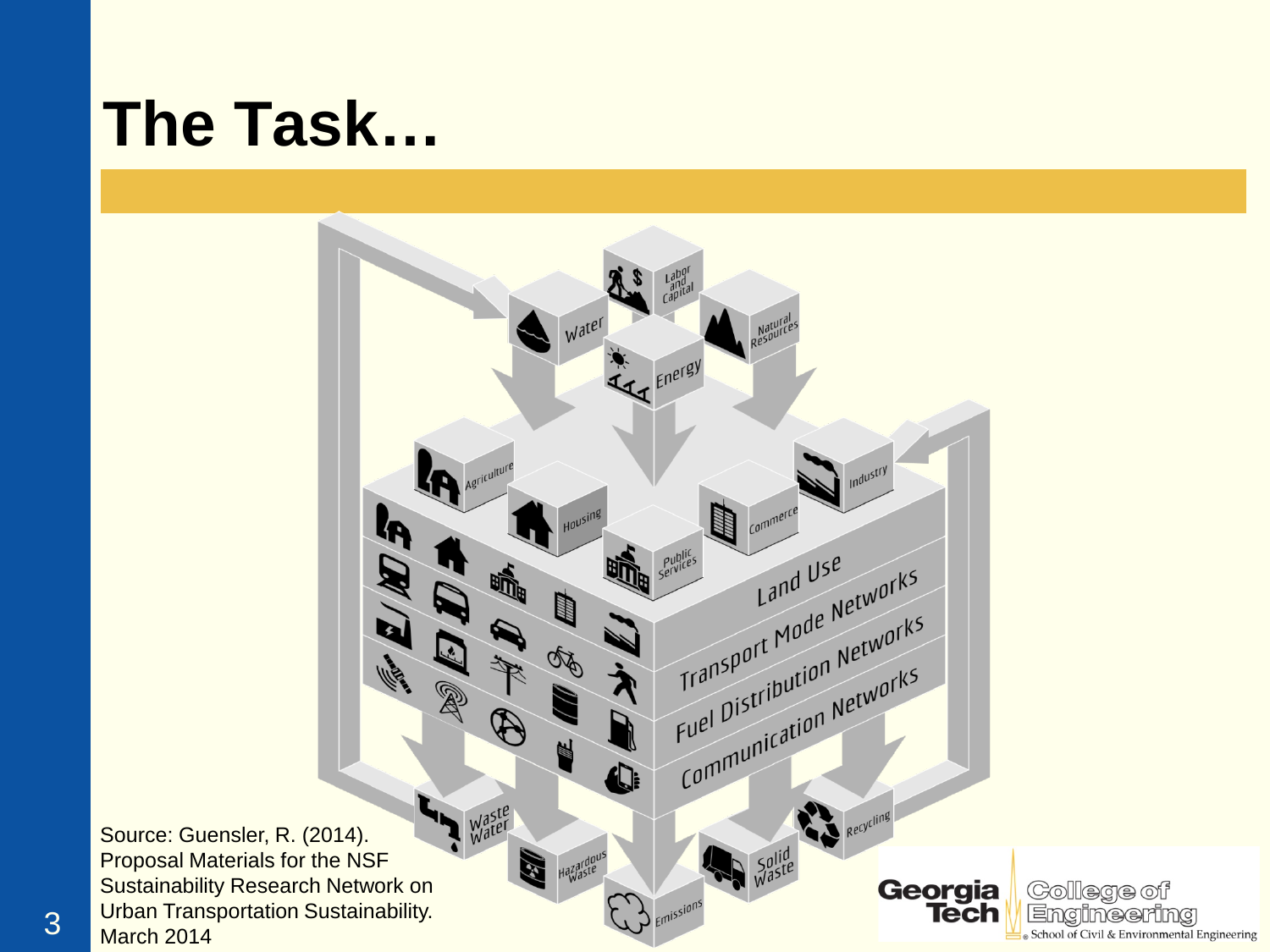# The Task…

Land Use

Transport Mode Networks

Fuel Distribution Networks

Communication Networks

Water

Labor and Capital

Natural Resources

Energy

Agriculture

Housing

Public Services

Commerce

Industry

Waste Water

Hazardous Waste

Emissions

Solid Waste

Recycling

Source: Guensler, R. (2014). Proposal Materials for the NSF Sustainability Research Network on Urban Transportation Sustainability. March 2014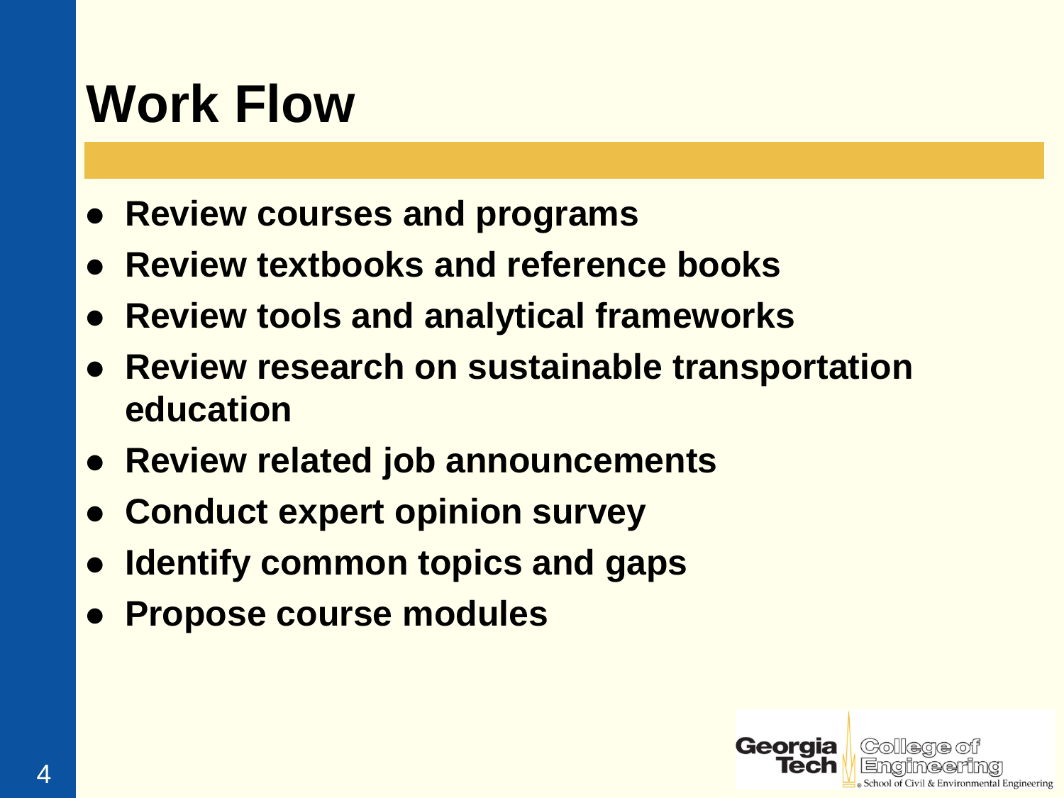# Work Flow

- **Review courses and programs**
- **Review textbooks and reference books**
- **Review tools and analytical frameworks**
- **Review research on sustainable transportation education**
- **Review related job announcements**
- **Conduct expert opinion survey**
- **Identify common topics and gaps**
- **Propose course modules**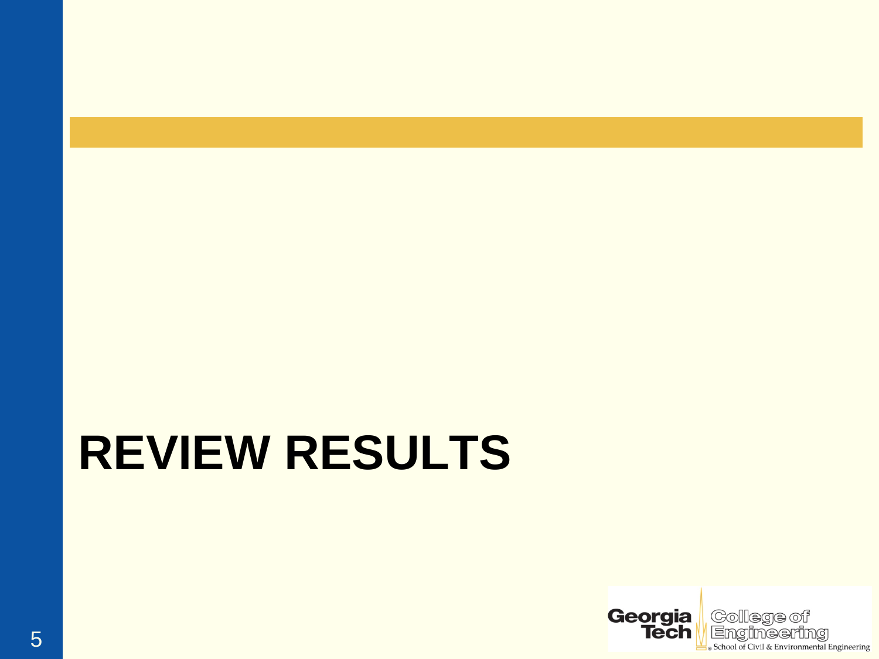# REVIEW RESULTS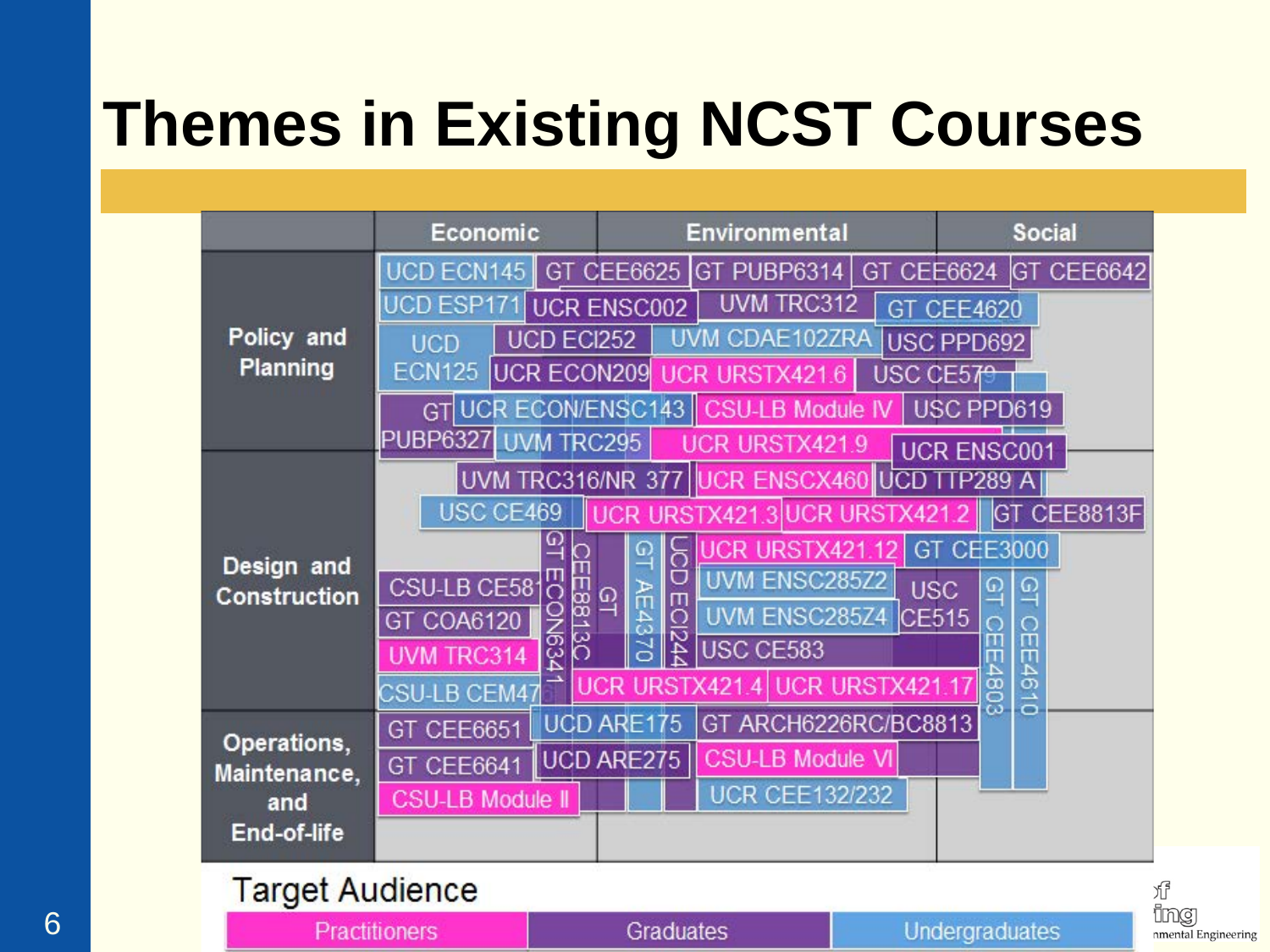# Themes in Existing NCST Courses

| | Economic | Environmental | Social |
|---|---|---|---|
| **Policy and Planning** | UCD ECN145, UCD ESP171, UCD ECN125, GT PUBP6327, GT CEE6625, UCR ENSC002, UCD ECI252, UCR ECON209, UCR ECON/ENSC143, UVM TRC295 | GT PUBP6314, UVM TRC312, UVM CDAE102ZRA, UCR URSTX421.6, CSU-LB Module IV, UCR URSTX421.9 | GT CEE6624, GT CEE6642, GT CEE4620, USC PPD692, USC CE579, USC PPD619, UCR ENSC001 |
| **Design and Construction** | UVM TRC316/NR 377, USC CE469, CSU-LB CE581, GT COA6120, UVM TRC314, CSU-LB CEM476, GT ECON6341, CEE8813C, GT, GT AE4370, UCD ECI244 | UCR ENSCX460, UCR URSTX421.3, UCR URSTX421.2, UCR URSTX421.12, UVM ENSC285Z2, UVM ENSC285Z4, USC CE583, UCR URSTX421.4, UCR URSTX421.17 | UCD TTP289 A, GT CEE8813F, GT CEE3000, USC CE515, GT CEE4803, GT CEE4610 |
| **Operations, Maintenance, and End-of-life** | GT CEE6651, GT CEE6641, CSU-LB Module II, UCD ARE175, UCD ARE275 | GT ARCH6226RC/BC8813, CSU-LB Module VI, UCR CEE132/232 | |

**Target Audience:** Practitioners | Graduates | Undergraduates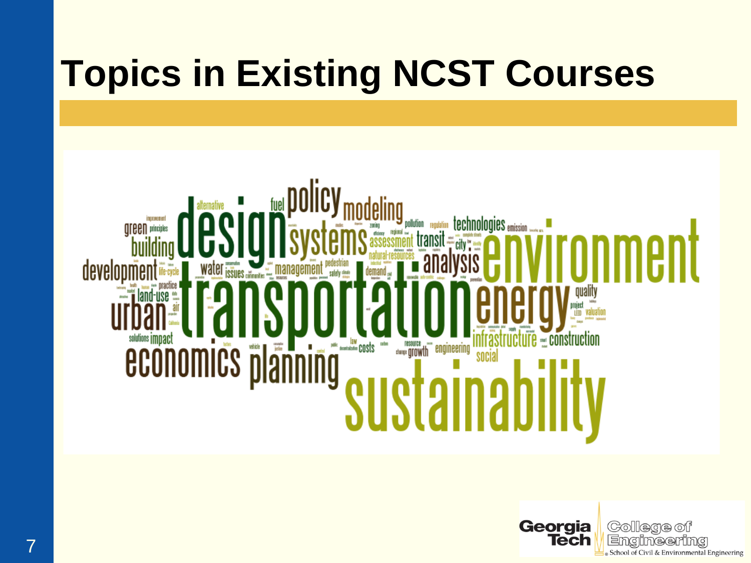# Topics in Existing NCST Courses

policy modeling technologies emission
green principles design systems assessment transit city environment
building natural-resources analysis
development life-cycle water issues management pedestrian safety demand
land-use practice air transportation energy quality
urban project valuation
solutions impact infrastructure construction
economics planning law costs resource growth engineering social
sustainability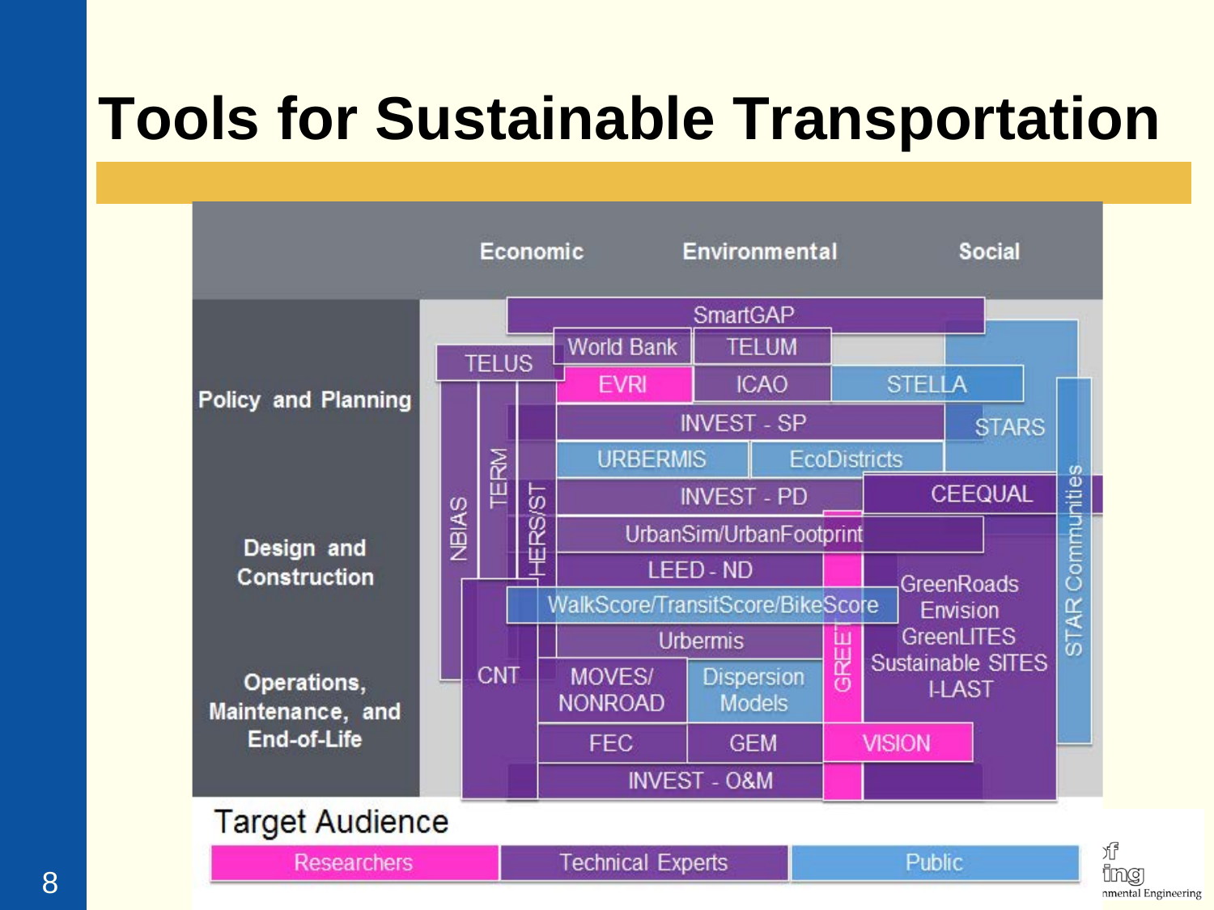# Tools for Sustainable Transportation

|  | Economic | Environmental | Social |
|---|---|---|---|
| **Policy and Planning** | TELUS, World Bank, EVRI | SmartGAP, TELUM, ICAO, INVEST - SP, URBERMIS, EcoDistricts | STELLA, STARS |
| **Design and Construction** | NBIAS, TERM, HERS/ST | INVEST - PD, UrbanSim/UrbanFootprint, LEED - ND, WalkScore/TransitScore/BikeScore | CEEQUAL, GreenRoads, Envision, GreenLITES, Sustainable SITES, I-LAST, STAR Communities |
| **Operations, Maintenance, and End-of-Life** | CNT, MOVES/ NONROAD, FEC | Urbermis, Dispersion Models, GEM, GREET, INVEST - O&M | VISION |

Target Audience

| Researchers | Technical Experts | Public |
|---|---|---|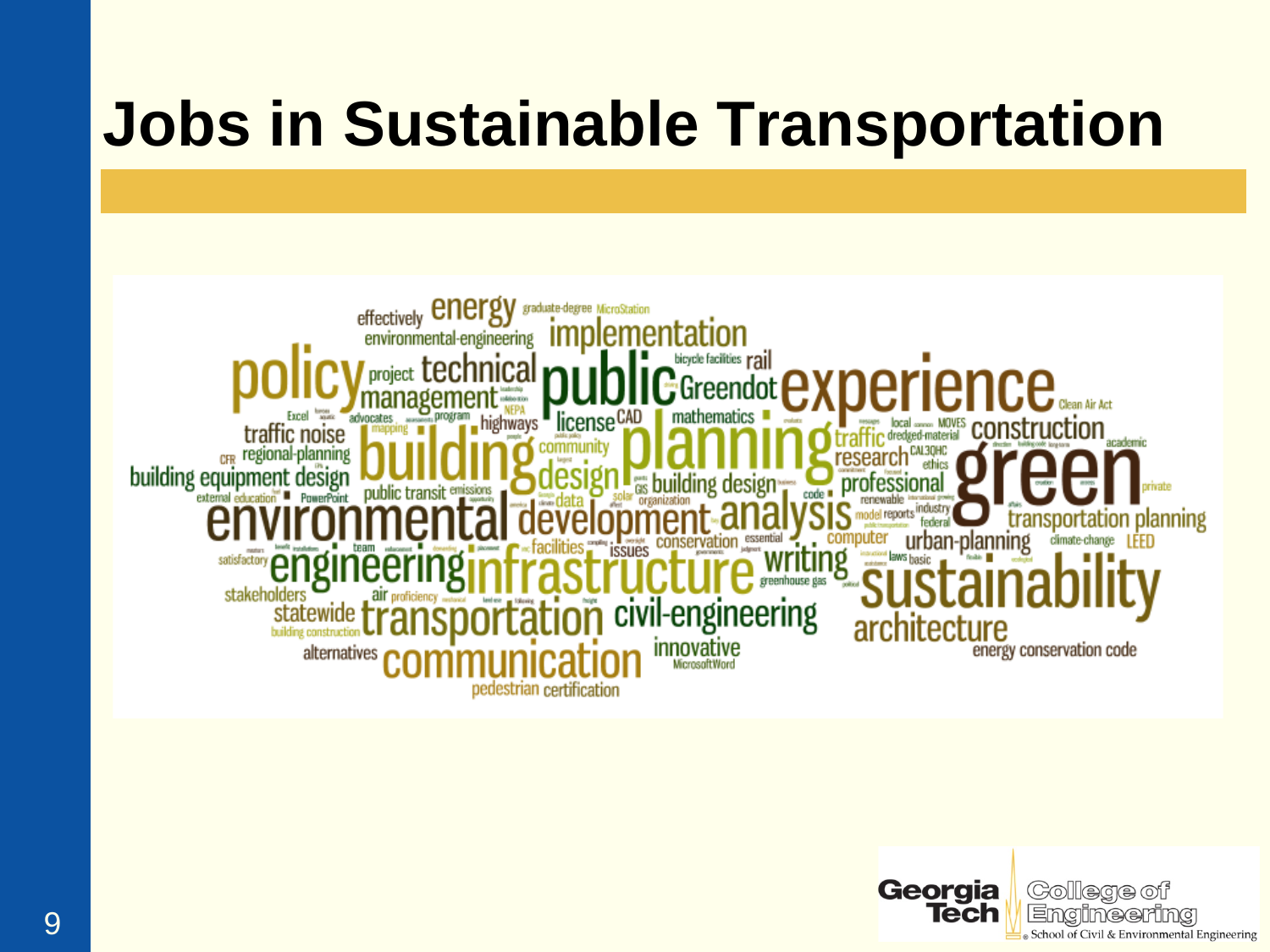# Jobs in Sustainable Transportation

effectively energy graduate-degree MicroStation
environmental-engineering implementation
policy project technical management public Greendot experience
bicycle facilities rail
Clean Air Act
traffic noise Excel advocates program highways license CAD mathematics
local MOVES construction academic
CFR regional-planning mapping building community planning traffic dredged-material
research CAL3QHC ethics
building equipment design design building design professional green private
external education PowerPoint public transit emissions data solar GIS organization code renewable industry
environmental development analysis model reports federal transportation planning
satisfactory team facilities issues conservation essential computer urban-planning climate-change LEED
engineering infrastructure writing laws basic
stakeholders air proficiency greenhouse gas sustainability
statewide transportation civil-engineering
building construction architecture
alternatives communication innovative energy conservation code
MicrosoftWord
pedestrian certification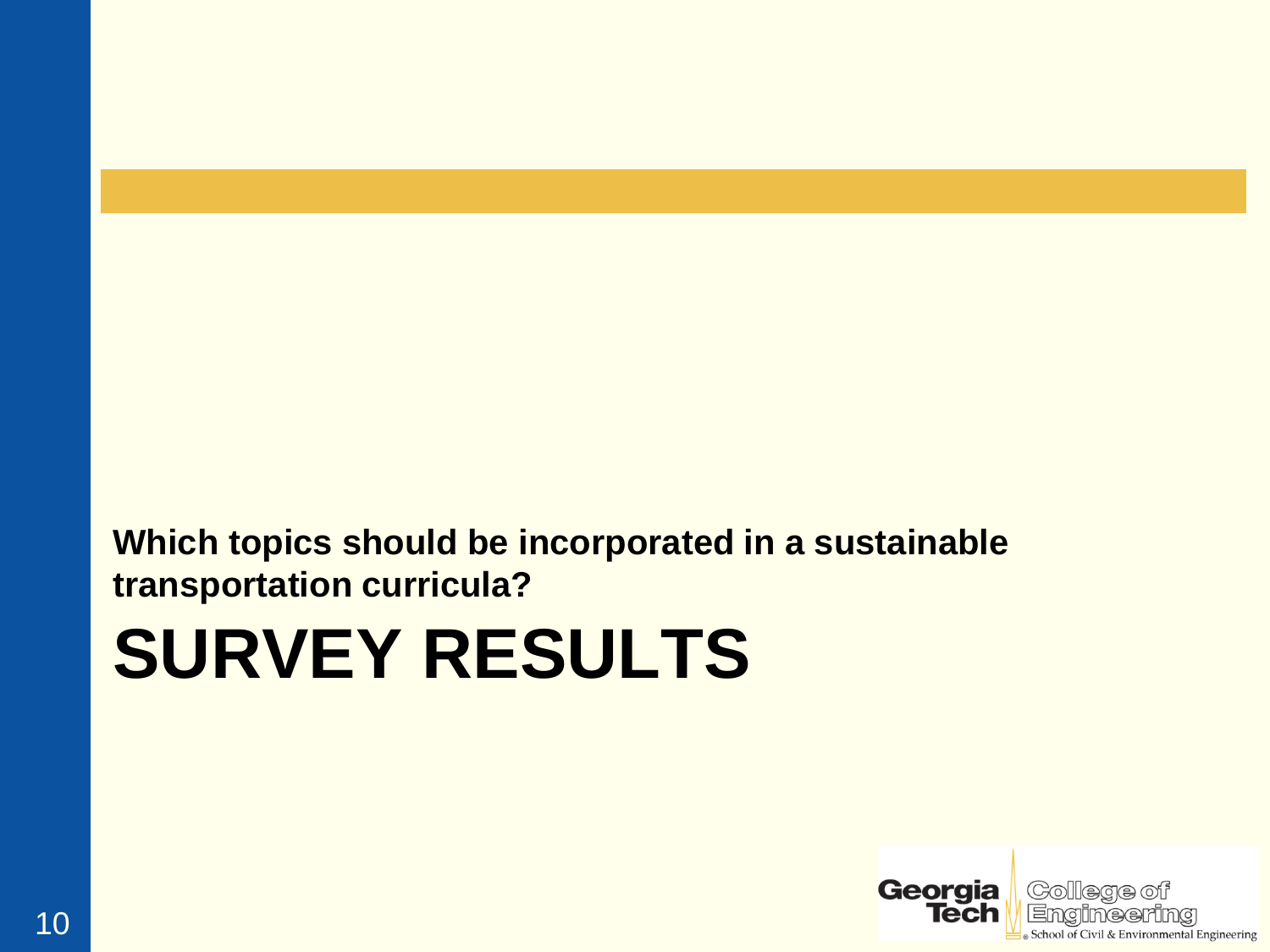**Which topics should be incorporated in a sustainable transportation curricula?**

# SURVEY RESULTS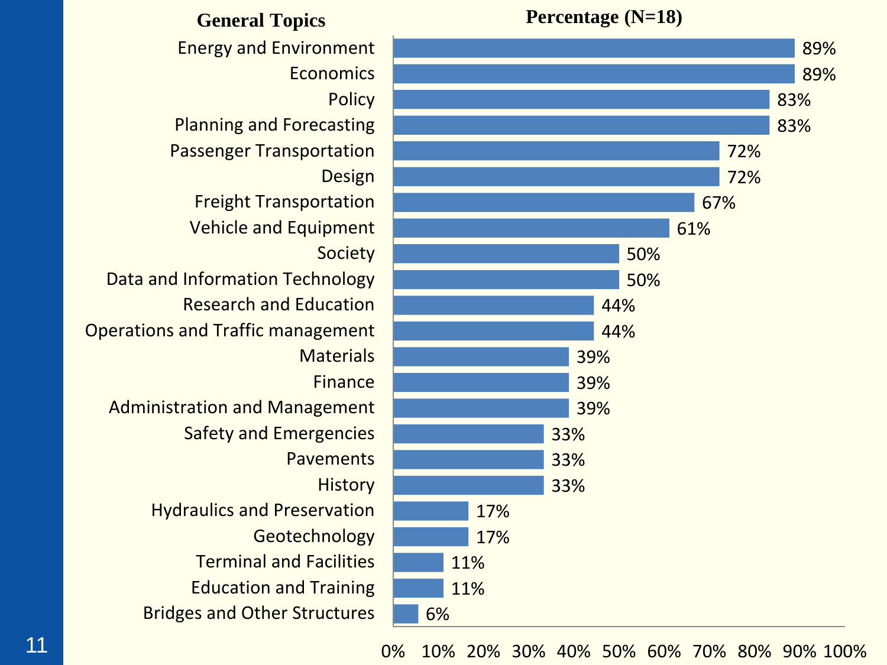| General Topics | Percentage (N=18) |
| --- | --- |
| Energy and Environment | 89% |
| Economics | 89% |
| Policy | 83% |
| Planning and Forecasting | 83% |
| Passenger Transportation | 72% |
| Design | 72% |
| Freight Transportation | 67% |
| Vehicle and Equipment | 61% |
| Society | 50% |
| Data and Information Technology | 50% |
| Research and Education | 44% |
| Operations and Traffic management | 44% |
| Materials | 39% |
| Finance | 39% |
| Administration and Management | 39% |
| Safety and Emergencies | 33% |
| Pavements | 33% |
| History | 33% |
| Hydraulics and Preservation | 17% |
| Geotechnology | 17% |
| Terminal and Facilities | 11% |
| Education and Training | 11% |
| Bridges and Other Structures | 6% |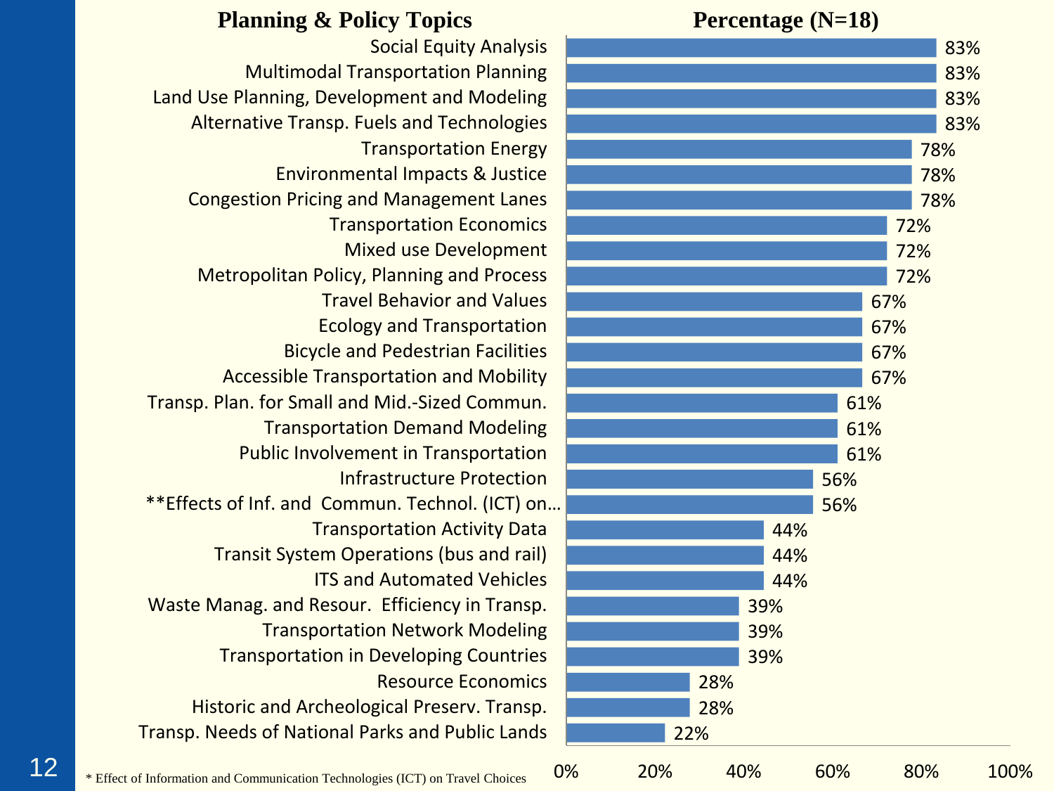| Planning & Policy Topics | Percentage (N=18) |
|---|---|
| Social Equity Analysis | 83% |
| Multimodal Transportation Planning | 83% |
| Land Use Planning, Development and Modeling | 83% |
| Alternative Transp. Fuels and Technologies | 83% |
| Transportation Energy | 78% |
| Environmental Impacts & Justice | 78% |
| Congestion Pricing and Management Lanes | 78% |
| Transportation Economics | 72% |
| Mixed use Development | 72% |
| Metropolitan Policy, Planning and Process | 72% |
| Travel Behavior and Values | 67% |
| Ecology and Transportation | 67% |
| Bicycle and Pedestrian Facilities | 67% |
| Accessible Transportation and Mobility | 67% |
| Transp. Plan. for Small and Mid.-Sized Commun. | 61% |
| Transportation Demand Modeling | 61% |
| Public Involvement in Transportation | 61% |
| Infrastructure Protection | 56% |
| **Effects of Inf. and Commun. Technol. (ICT) on… | 56% |
| Transportation Activity Data | 44% |
| Transit System Operations (bus and rail) | 44% |
| ITS and Automated Vehicles | 44% |
| Waste Manag. and Resour. Efficiency in Transp. | 39% |
| Transportation Network Modeling | 39% |
| Transportation in Developing Countries | 39% |
| Resource Economics | 28% |
| Historic and Archeological Preserv. Transp. | 28% |
| Transp. Needs of National Parks and Public Lands | 22% |

* Effect of Information and Communication Technologies (ICT) on Travel Choices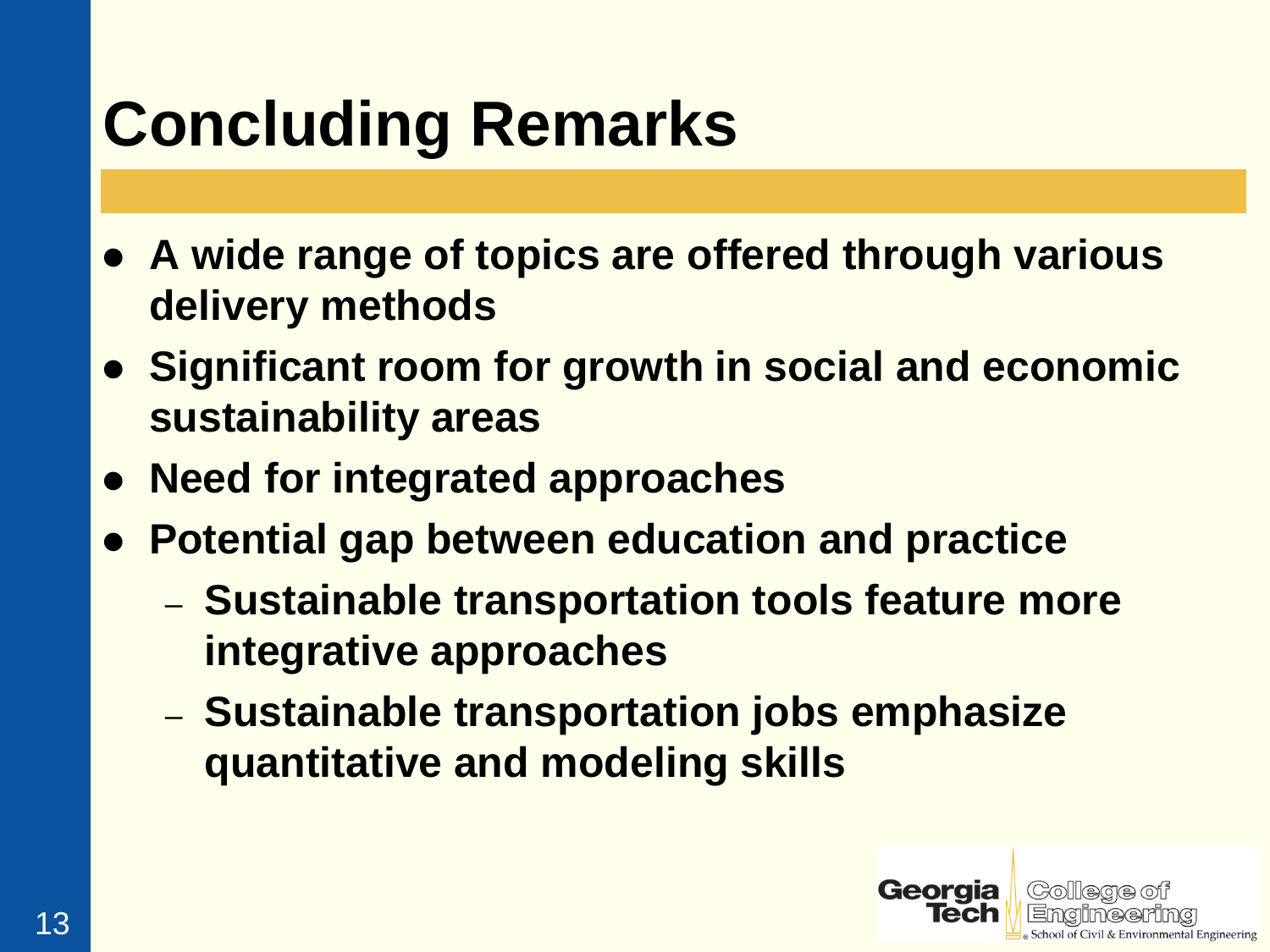# Concluding Remarks

- **A wide range of topics are offered through various delivery methods**
- **Significant room for growth in social and economic sustainability areas**
- **Need for integrated approaches**
- **Potential gap between education and practice**
  - **Sustainable transportation tools feature more integrative approaches**
  - **Sustainable transportation jobs emphasize quantitative and modeling skills**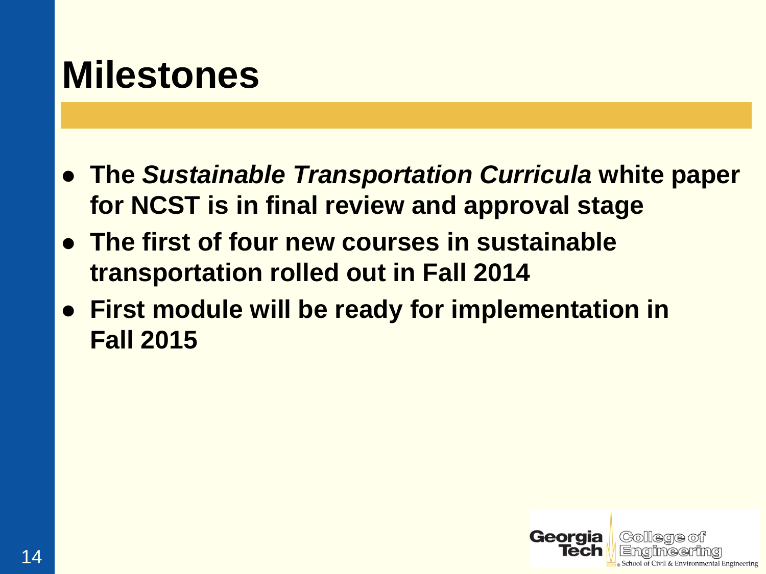# Milestones

- **The *Sustainable Transportation Curricula* white paper for NCST is in final review and approval stage**
- **The first of four new courses in sustainable transportation rolled out in Fall 2014**
- **First module will be ready for implementation in Fall 2015**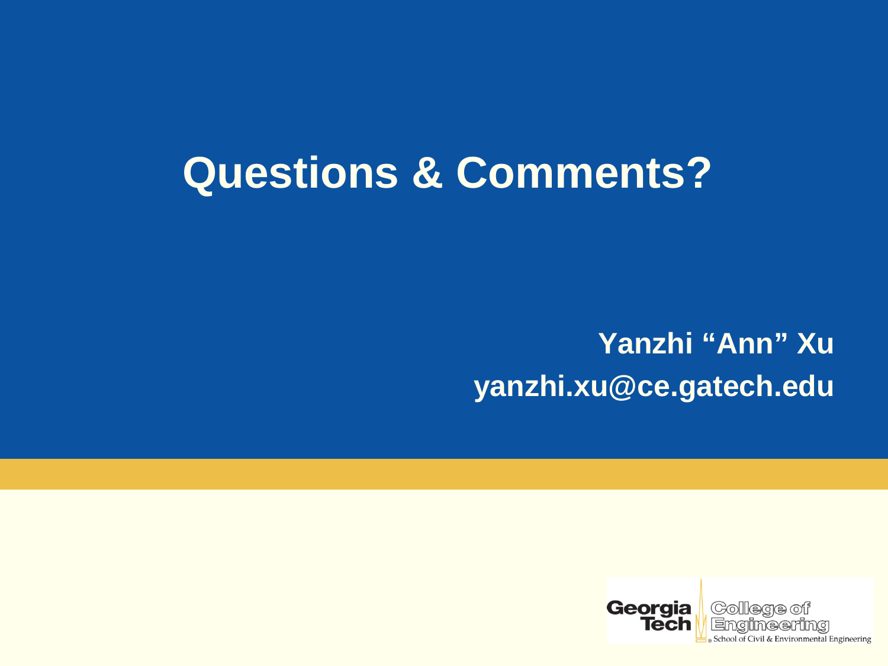# Questions & Comments?

**Yanzhi “Ann” Xu**
**yanzhi.xu@ce.gatech.edu**

Georgia Tech College of Engineering
School of Civil & Environmental Engineering